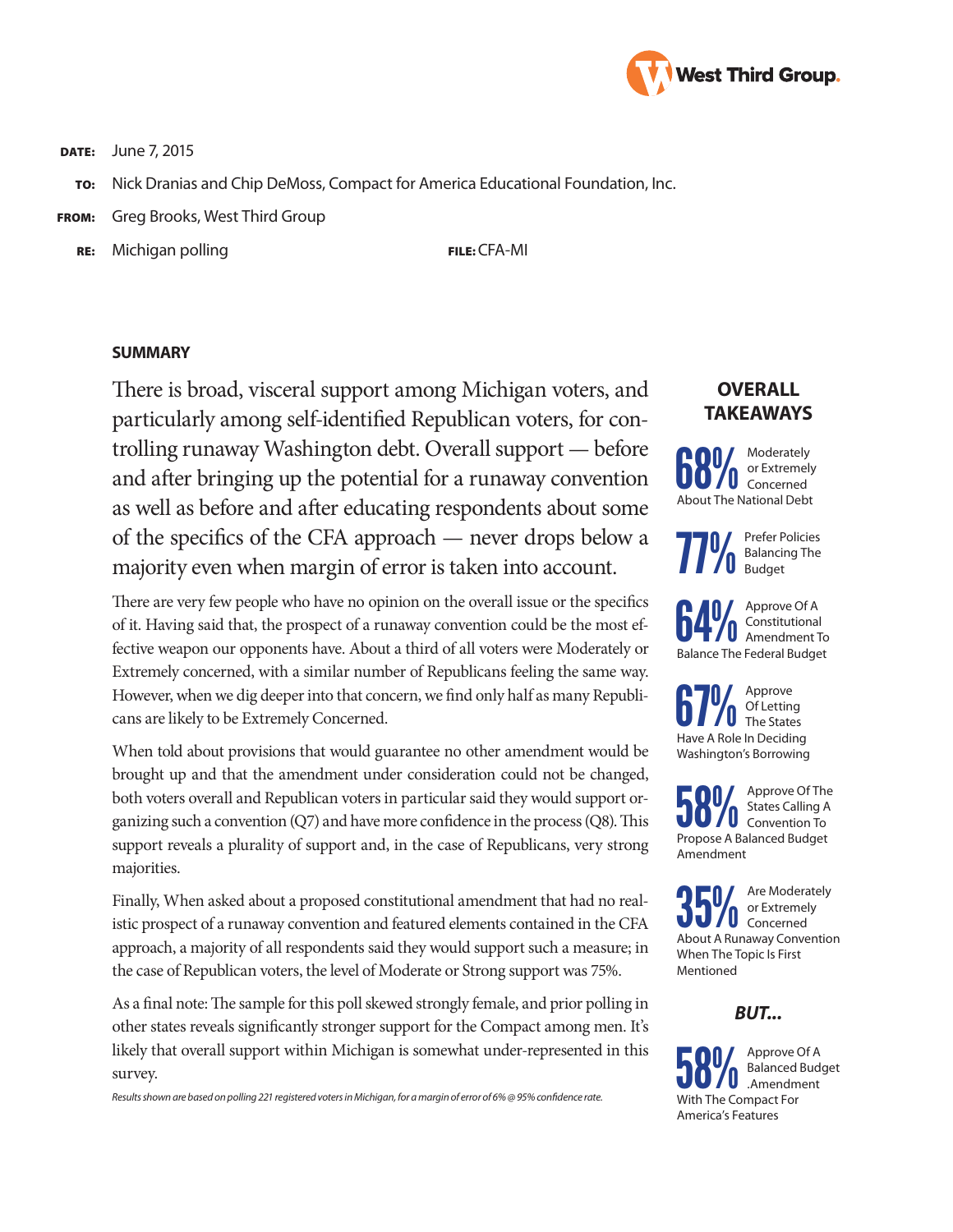West Third Group.

**DATE:** June 7, 2015

**TO:** Nick Dranias and Chip DeMoss, Compact for America Educational Foundation, Inc.

**FROM:** Greg Brooks, West Third Group

**RE:** Michigan polling **FILE:** CFA-MI

## SUMMARY

There is broad, visceral support among Michigan voters, and particularly among self-identified Republican voters, for controlling runaway Washington debt. Overall support — before and after bringing up the potential for a runaway convention as well as before and after educating respondents about some of the specifics of the CFA approach — never drops below a majority even when margin of error is taken into account.

There are very few people who have no opinion on the overall issue or the specifics of it. Having said that, the prospect of a runaway convention could be the most effective weapon our opponents have. About a third of all voters were Moderately or Extremely concerned, with a similar number of Republicans feeling the same way. However, when we dig deeper into that concern, we find only half as many Republicans are likely to be Extremely Concerned.

When told about provisions that would guarantee no other amendment would be brought up and that the amendment under consideration could not be changed, both voters overall and Republican voters in particular said they would support organizing such a convention (Q7) and have more confidence in the process (Q8). This support reveals a plurality of support and, in the case of Republicans, very strong majorities.

Finally, When asked about a proposed constitutional amendment that had no realistic prospect of a runaway convention and featured elements contained in the CFA approach, a majority of all respondents said they would support such a measure; in the case of Republican voters, the level of Moderate or Strong support was 75%.

As a final note: The sample for this poll skewed strongly female, and prior polling in other states reveals significantly stronger support for the Compact among men. It's likely that overall support within Michigan is somewhat under-represented in this survey.

*Results shown are based on polling 221 registered voters in Michigan, for a margin of error of 6% @ 95% confidence rate.*

## OVERALL TAKEAWAYS

**68%** Moderately or Extremely Concerned About The National Debt

**77%** Prefer Policies Balancing The Budget

**64%** Approve Of A Constitutional Amendment To Balance The Federal Budget

**67%** Approve Of Letting The States Have A Role In Deciding Washington's Borrowing

**58%** Approve Of The States Calling A Convention To Propose A Balanced Budget Amendment

**35%** Are Moderately or Extremely Concerned About A Runaway Convention When The Topic Is First Mentioned

***BUT...***

**58%** Approve Of A Balanced Budget .Amendment With The Compact For America's Features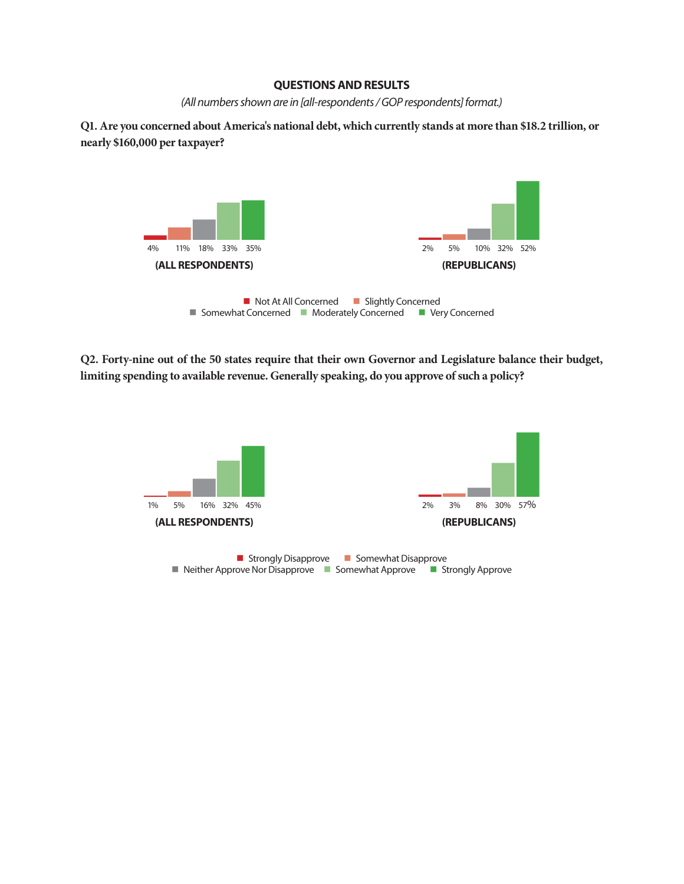## QUESTIONS AND RESULTS

*(All numbers shown are in [all-respondents / GOP respondents] format.)*

**Q1. Are you concerned about America's national debt, which currently stands at more than $18.2 trillion, or nearly $160,000 per taxpayer?**

| | Not At All Concerned | Slightly Concerned | Somewhat Concerned | Moderately Concerned | Very Concerned |
|---|---|---|---|---|---|
| (ALL RESPONDENTS) | 4% | 11% | 18% | 33% | 35% |
| (REPUBLICANS) | 2% | 5% | 10% | 32% | 52% |

**Q2. Forty-nine out of the 50 states require that their own Governor and Legislature balance their budget, limiting spending to available revenue. Generally speaking, do you approve of such a policy?**

| | Strongly Disapprove | Somewhat Disapprove | Neither Approve Nor Disapprove | Somewhat Approve | Strongly Approve |
|---|---|---|---|---|---|
| (ALL RESPONDENTS) | 1% | 5% | 16% | 32% | 45% |
| (REPUBLICANS) | 2% | 3% | 8% | 30% | 57% |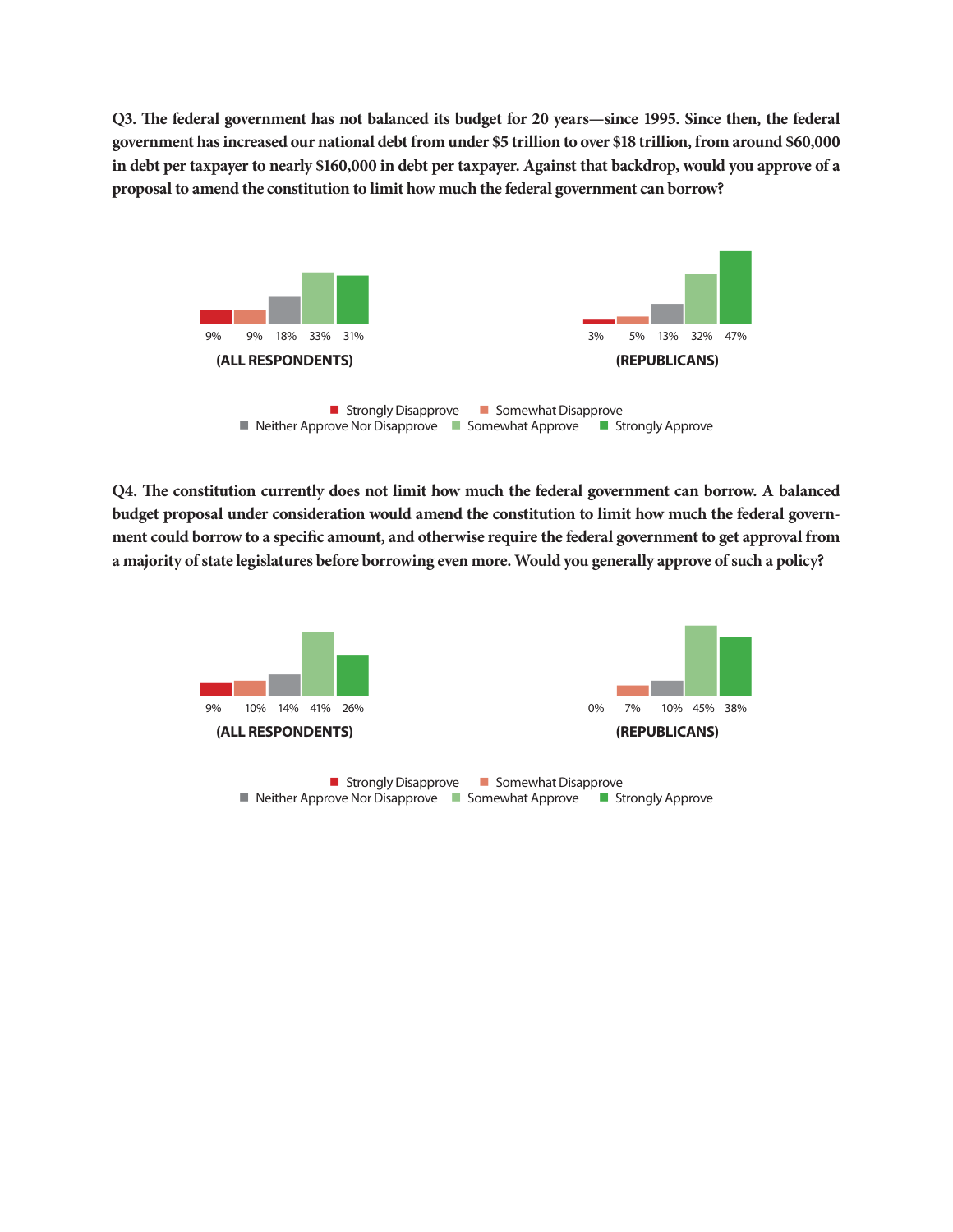**Q3. The federal government has not balanced its budget for 20 years—since 1995. Since then, the federal government has increased our national debt from under $5 trillion to over $18 trillion, from around $60,000 in debt per taxpayer to nearly $160,000 in debt per taxpayer. Against that backdrop, would you approve of a proposal to amend the constitution to limit how much the federal government can borrow?**

| | Strongly Disapprove | Somewhat Disapprove | Neither Approve Nor Disapprove | Somewhat Approve | Strongly Approve |
|---|---|---|---|---|---|
| (ALL RESPONDENTS) | 9% | 9% | 18% | 33% | 31% |
| (REPUBLICANS) | 3% | 5% | 13% | 32% | 47% |

**Q4. The constitution currently does not limit how much the federal government can borrow. A balanced budget proposal under consideration would amend the constitution to limit how much the federal government could borrow to a specific amount, and otherwise require the federal government to get approval from a majority of state legislatures before borrowing even more. Would you generally approve of such a policy?**

| | Strongly Disapprove | Somewhat Disapprove | Neither Approve Nor Disapprove | Somewhat Approve | Strongly Approve |
|---|---|---|---|---|---|
| (ALL RESPONDENTS) | 9% | 10% | 14% | 41% | 26% |
| (REPUBLICANS) | 0% | 7% | 10% | 45% | 38% |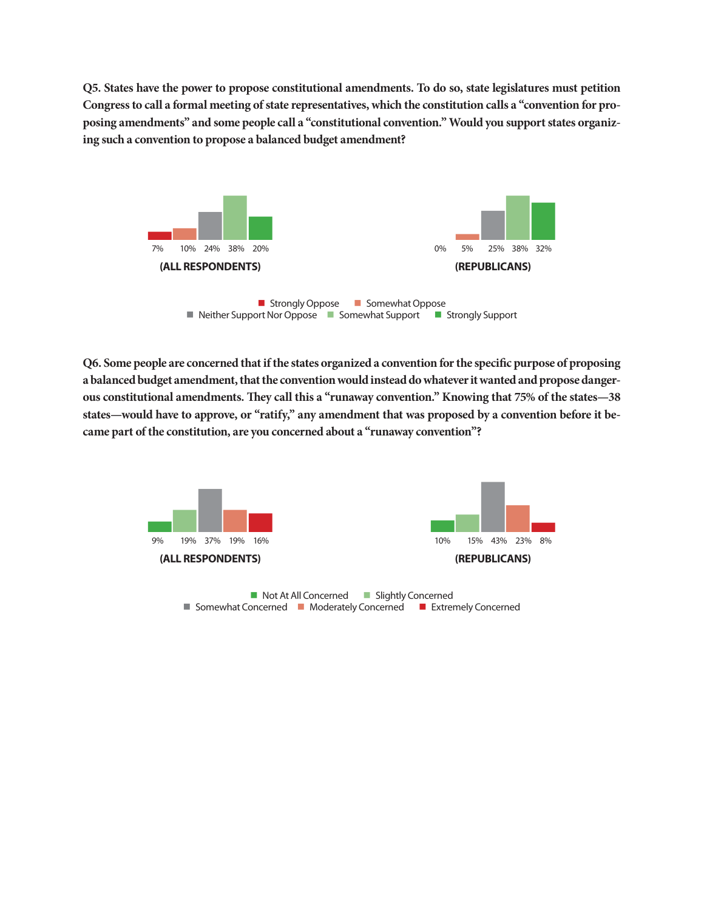**Q5. States have the power to propose constitutional amendments. To do so, state legislatures must petition Congress to call a formal meeting of state representatives, which the constitution calls a "convention for proposing amendments" and some people call a "constitutional convention." Would you support states organizing such a convention to propose a balanced budget amendment?**

| | Strongly Oppose | Somewhat Oppose | Neither Support Nor Oppose | Somewhat Support | Strongly Support |
|---|---|---|---|---|---|
| (ALL RESPONDENTS) | 7% | 10% | 24% | 38% | 20% |
| (REPUBLICANS) | 0% | 5% | 25% | 38% | 32% |

**Q6. Some people are concerned that if the states organized a convention for the specific purpose of proposing a balanced budget amendment, that the convention would instead do whatever it wanted and propose dangerous constitutional amendments. They call this a "runaway convention." Knowing that 75% of the states—38 states—would have to approve, or "ratify," any amendment that was proposed by a convention before it became part of the constitution, are you concerned about a "runaway convention"?**

| | Not At All Concerned | Slightly Concerned | Somewhat Concerned | Moderately Concerned | Extremely Concerned |
|---|---|---|---|---|---|
| (ALL RESPONDENTS) | 9% | 19% | 37% | 19% | 16% |
| (REPUBLICANS) | 10% | 15% | 43% | 23% | 8% |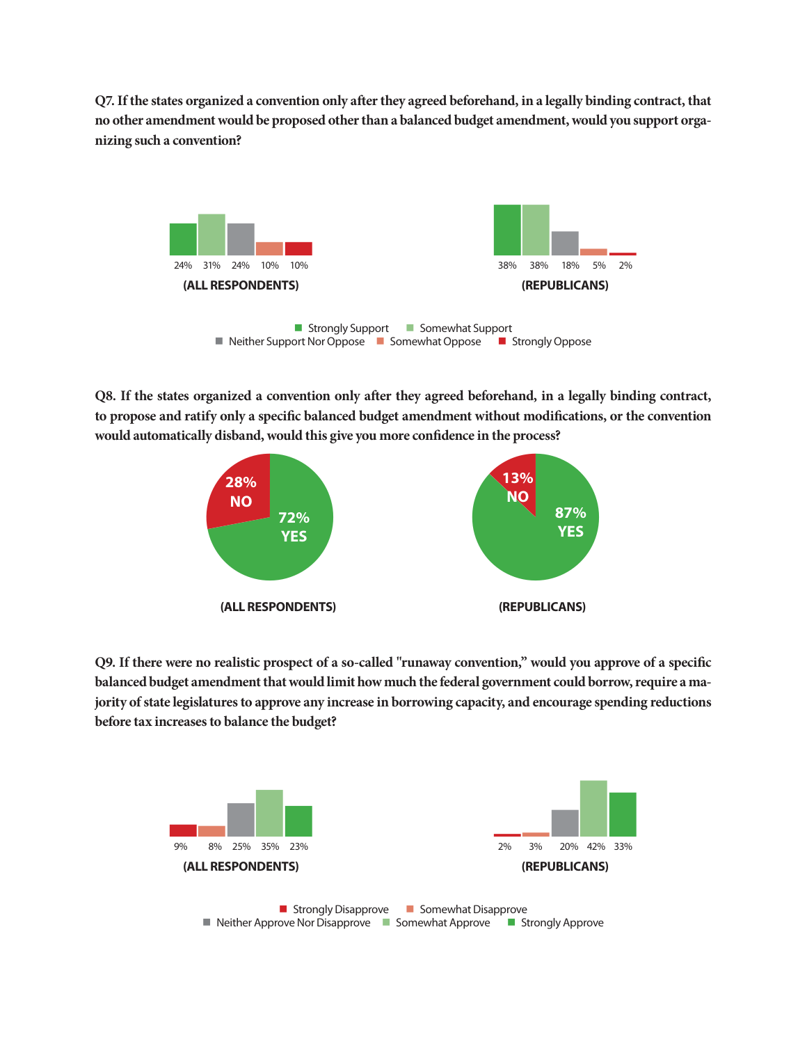**Q7. If the states organized a convention only after they agreed beforehand, in a legally binding contract, that no other amendment would be proposed other than a balanced budget amendment, would you support organizing such a convention?**

| | Strongly Support | Somewhat Support | Neither Support Nor Oppose | Somewhat Oppose | Strongly Oppose |
|---|---|---|---|---|---|
| (ALL RESPONDENTS) | 24% | 31% | 24% | 10% | 10% |
| (REPUBLICANS) | 38% | 38% | 18% | 5% | 2% |

**Q8. If the states organized a convention only after they agreed beforehand, in a legally binding contract, to propose and ratify only a specific balanced budget amendment without modifications, or the convention would automatically disband, would this give you more confidence in the process?**

| | YES | NO |
|---|---|---|
| (ALL RESPONDENTS) | 72% | 28% |
| (REPUBLICANS) | 87% | 13% |

**Q9. If there were no realistic prospect of a so-called "runaway convention," would you approve of a specific balanced budget amendment that would limit how much the federal government could borrow, require a majority of state legislatures to approve any increase in borrowing capacity, and encourage spending reductions before tax increases to balance the budget?**

| | Strongly Disapprove | Somewhat Disapprove | Neither Approve Nor Disapprove | Somewhat Approve | Strongly Approve |
|---|---|---|---|---|---|
| (ALL RESPONDENTS) | 9% | 8% | 25% | 35% | 23% |
| (REPUBLICANS) | 2% | 3% | 20% | 42% | 33% |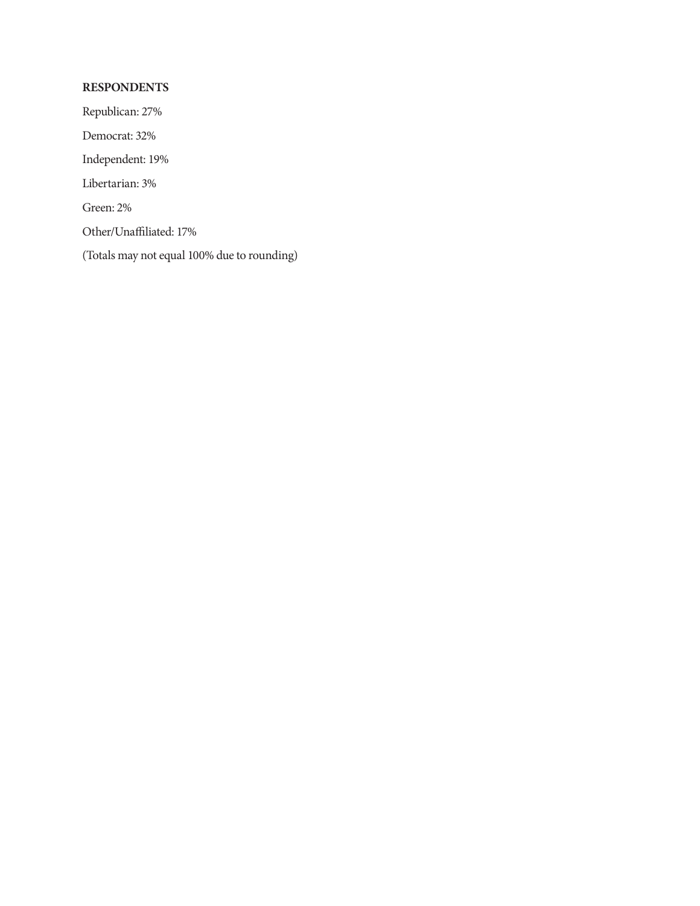**RESPONDENTS**

Republican: 27%

Democrat: 32%

Independent: 19%

Libertarian: 3%

Green: 2%

Other/Unaffiliated: 17%

(Totals may not equal 100% due to rounding)